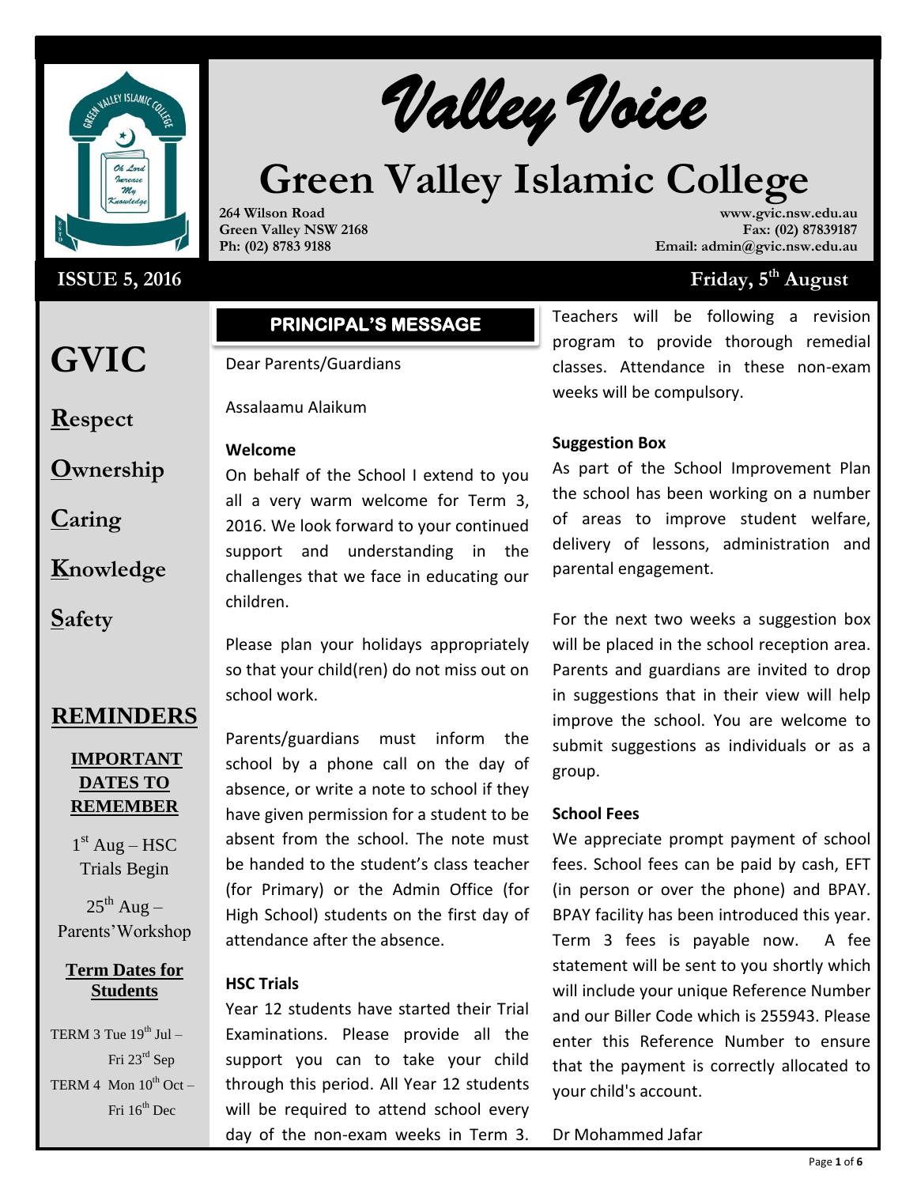# Valley Voice

# Green Valley Islamic College

**264 Wilson Road**
**Green Valley NSW 2168**
**Ph: (02) 8783 9188**

**www.gvic.nsw.edu.au**
**Fax: (02) 87839187**
**Email: admin@gvic.nsw.edu.au**

**ISSUE 5, 2016** — **Friday, 5th August**

## GVIC

**R**espect

**O**wnership

**C**aring

**K**nowledge

**S**afety

## REMINDERS

**IMPORTANT DATES TO REMEMBER**

1st Aug – HSC Trials Begin

25th Aug – Parents' Workshop

**Term Dates for Students**

TERM 3 Tue 19th Jul – Fri 23rd Sep

TERM 4 Mon 10th Oct – Fri 16th Dec

## PRINCIPAL'S MESSAGE

Dear Parents/Guardians

Assalaamu Alaikum

**Welcome**

On behalf of the School I extend to you all a very warm welcome for Term 3, 2016. We look forward to your continued support and understanding in the challenges that we face in educating our children.

Please plan your holidays appropriately so that your child(ren) do not miss out on school work.

Parents/guardians must inform the school by a phone call on the day of absence, or write a note to school if they have given permission for a student to be absent from the school. The note must be handed to the student's class teacher (for Primary) or the Admin Office (for High School) students on the first day of attendance after the absence.

**HSC Trials**

Year 12 students have started their Trial Examinations. Please provide all the support you can to take your child through this period. All Year 12 students will be required to attend school every day of the non-exam weeks in Term 3. Teachers will be following a revision program to provide thorough remedial classes. Attendance in these non-exam weeks will be compulsory.

**Suggestion Box**

As part of the School Improvement Plan the school has been working on a number of areas to improve student welfare, delivery of lessons, administration and parental engagement.

For the next two weeks a suggestion box will be placed in the school reception area. Parents and guardians are invited to drop in suggestions that in their view will help improve the school. You are welcome to submit suggestions as individuals or as a group.

**School Fees**

We appreciate prompt payment of school fees. School fees can be paid by cash, EFT (in person or over the phone) and BPAY. BPAY facility has been introduced this year. Term 3 fees is payable now. A fee statement will be sent to you shortly which will include your unique Reference Number and our Biller Code which is 255943. Please enter this Reference Number to ensure that the payment is correctly allocated to your child's account.

Dr Mohammed Jafar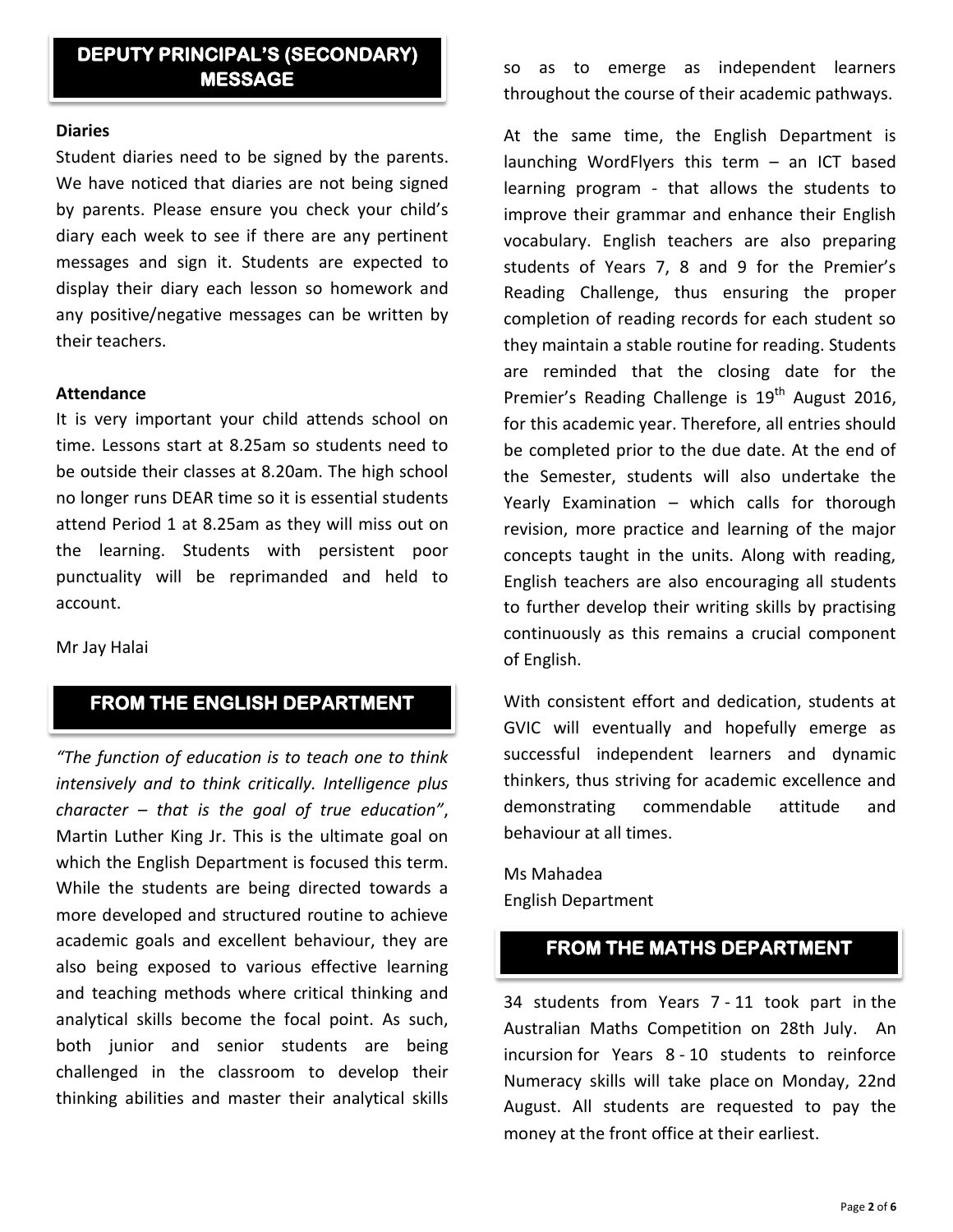## DEPUTY PRINCIPAL'S (SECONDARY) MESSAGE

**Diaries**

Student diaries need to be signed by the parents. We have noticed that diaries are not being signed by parents. Please ensure you check your child's diary each week to see if there are any pertinent messages and sign it. Students are expected to display their diary each lesson so homework and any positive/negative messages can be written by their teachers.

**Attendance**

It is very important your child attends school on time. Lessons start at 8.25am so students need to be outside their classes at 8.20am. The high school no longer runs DEAR time so it is essential students attend Period 1 at 8.25am as they will miss out on the learning. Students with persistent poor punctuality will be reprimanded and held to account.

Mr Jay Halai

## FROM THE ENGLISH DEPARTMENT

*"The function of education is to teach one to think intensively and to think critically. Intelligence plus character – that is the goal of true education"*, Martin Luther King Jr. This is the ultimate goal on which the English Department is focused this term. While the students are being directed towards a more developed and structured routine to achieve academic goals and excellent behaviour, they are also being exposed to various effective learning and teaching methods where critical thinking and analytical skills become the focal point. As such, both junior and senior students are being challenged in the classroom to develop their thinking abilities and master their analytical skills so as to emerge as independent learners throughout the course of their academic pathways.

At the same time, the English Department is launching WordFlyers this term – an ICT based learning program - that allows the students to improve their grammar and enhance their English vocabulary. English teachers are also preparing students of Years 7, 8 and 9 for the Premier's Reading Challenge, thus ensuring the proper completion of reading records for each student so they maintain a stable routine for reading. Students are reminded that the closing date for the Premier's Reading Challenge is 19th August 2016, for this academic year. Therefore, all entries should be completed prior to the due date. At the end of the Semester, students will also undertake the Yearly Examination – which calls for thorough revision, more practice and learning of the major concepts taught in the units. Along with reading, English teachers are also encouraging all students to further develop their writing skills by practising continuously as this remains a crucial component of English.

With consistent effort and dedication, students at GVIC will eventually and hopefully emerge as successful independent learners and dynamic thinkers, thus striving for academic excellence and demonstrating commendable attitude and behaviour at all times.

Ms Mahadea
English Department

## FROM THE MATHS DEPARTMENT

34 students from Years 7 - 11 took part in the Australian Maths Competition on 28th July. An incursion for Years 8 - 10 students to reinforce Numeracy skills will take place on Monday, 22nd August. All students are requested to pay the money at the front office at their earliest.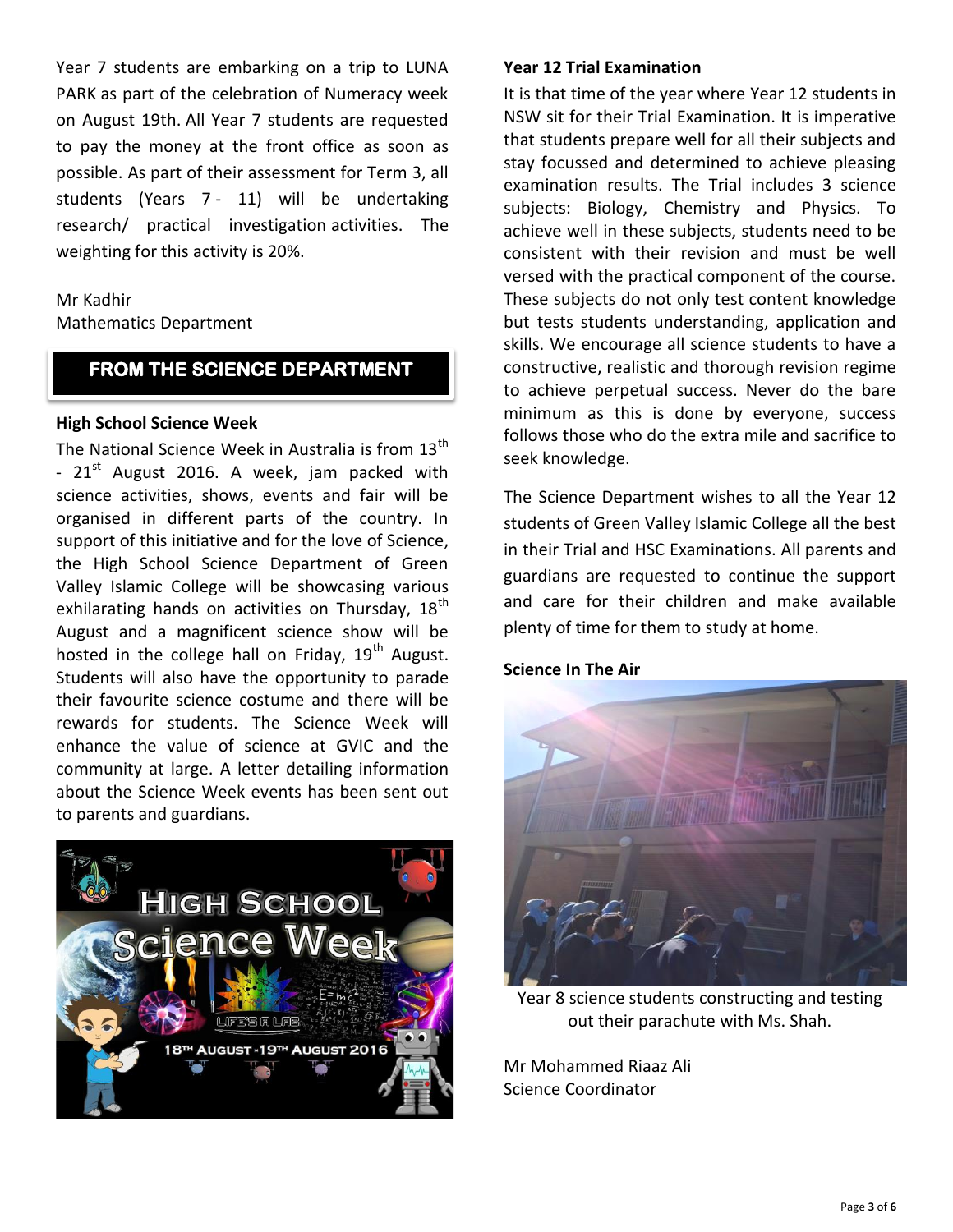Year 7 students are embarking on a trip to LUNA PARK as part of the celebration of Numeracy week on August 19th. All Year 7 students are requested to pay the money at the front office as soon as possible. As part of their assessment for Term 3, all students (Years 7 - 11) will be undertaking research/ practical investigation activities. The weighting for this activity is 20%.

Mr Kadhir
Mathematics Department

## FROM THE SCIENCE DEPARTMENT

### High School Science Week

The National Science Week in Australia is from 13th - 21st August 2016. A week, jam packed with science activities, shows, events and fair will be organised in different parts of the country. In support of this initiative and for the love of Science, the High School Science Department of Green Valley Islamic College will be showcasing various exhilarating hands on activities on Thursday, 18th August and a magnificent science show will be hosted in the college hall on Friday, 19th August. Students will also have the opportunity to parade their favourite science costume and there will be rewards for students. The Science Week will enhance the value of science at GVIC and the community at large. A letter detailing information about the Science Week events has been sent out to parents and guardians.

### Year 12 Trial Examination

It is that time of the year where Year 12 students in NSW sit for their Trial Examination. It is imperative that students prepare well for all their subjects and stay focussed and determined to achieve pleasing examination results. The Trial includes 3 science subjects: Biology, Chemistry and Physics. To achieve well in these subjects, students need to be consistent with their revision and must be well versed with the practical component of the course. These subjects do not only test content knowledge but tests students understanding, application and skills. We encourage all science students to have a constructive, realistic and thorough revision regime to achieve perpetual success. Never do the bare minimum as this is done by everyone, success follows those who do the extra mile and sacrifice to seek knowledge.

The Science Department wishes to all the Year 12 students of Green Valley Islamic College all the best in their Trial and HSC Examinations. All parents and guardians are requested to continue the support and care for their children and make available plenty of time for them to study at home.

### Science In The Air

Year 8 science students constructing and testing out their parachute with Ms. Shah.

Mr Mohammed Riaaz Ali
Science Coordinator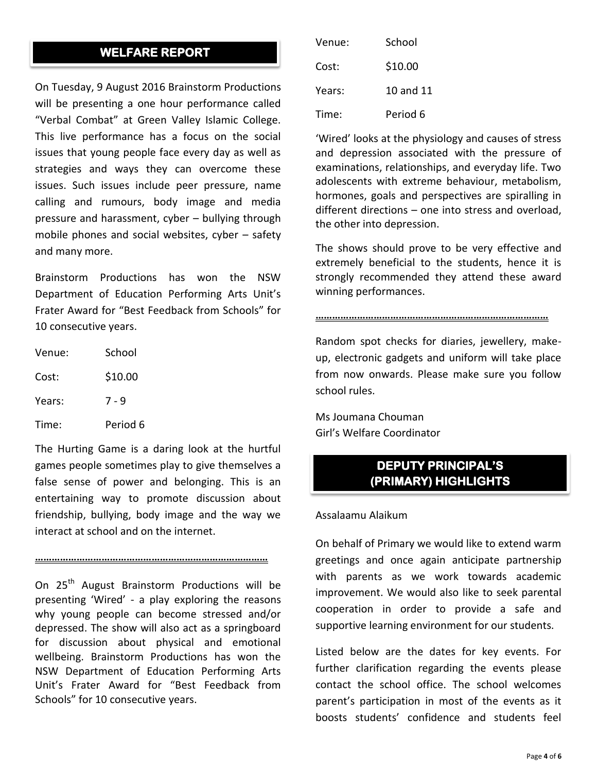## WELFARE REPORT

On Tuesday, 9 August 2016 Brainstorm Productions will be presenting a one hour performance called "Verbal Combat" at Green Valley Islamic College. This live performance has a focus on the social issues that young people face every day as well as strategies and ways they can overcome these issues. Such issues include peer pressure, name calling and rumours, body image and media pressure and harassment, cyber – bullying through mobile phones and social websites, cyber – safety and many more.

Brainstorm Productions has won the NSW Department of Education Performing Arts Unit's Frater Award for "Best Feedback from Schools" for 10 consecutive years.

| | |
|---|---|
| Venue: | School |
| Cost: | \$10.00 |
| Years: | 7 - 9 |
| Time: | Period 6 |

The Hurting Game is a daring look at the hurtful games people sometimes play to give themselves a false sense of power and belonging. This is an entertaining way to promote discussion about friendship, bullying, body image and the way we interact at school and on the internet.

……………………………………………………………………………

On 25th August Brainstorm Productions will be presenting 'Wired' - a play exploring the reasons why young people can become stressed and/or depressed. The show will also act as a springboard for discussion about physical and emotional wellbeing. Brainstorm Productions has won the NSW Department of Education Performing Arts Unit's Frater Award for "Best Feedback from Schools" for 10 consecutive years.

| | |
|---|---|
| Venue: | School |
| Cost: | \$10.00 |
| Years: | 10 and 11 |
| Time: | Period 6 |

'Wired' looks at the physiology and causes of stress and depression associated with the pressure of examinations, relationships, and everyday life. Two adolescents with extreme behaviour, metabolism, hormones, goals and perspectives are spiralling in different directions – one into stress and overload, the other into depression.

The shows should prove to be very effective and extremely beneficial to the students, hence it is strongly recommended they attend these award winning performances.

……………………………………………………………………………

Random spot checks for diaries, jewellery, make-up, electronic gadgets and uniform will take place from now onwards. Please make sure you follow school rules.

Ms Joumana Chouman
Girl's Welfare Coordinator

## DEPUTY PRINCIPAL'S (PRIMARY) HIGHLIGHTS

Assalaamu Alaikum

On behalf of Primary we would like to extend warm greetings and once again anticipate partnership with parents as we work towards academic improvement. We would also like to seek parental cooperation in order to provide a safe and supportive learning environment for our students.

Listed below are the dates for key events. For further clarification regarding the events please contact the school office. The school welcomes parent's participation in most of the events as it boosts students' confidence and students feel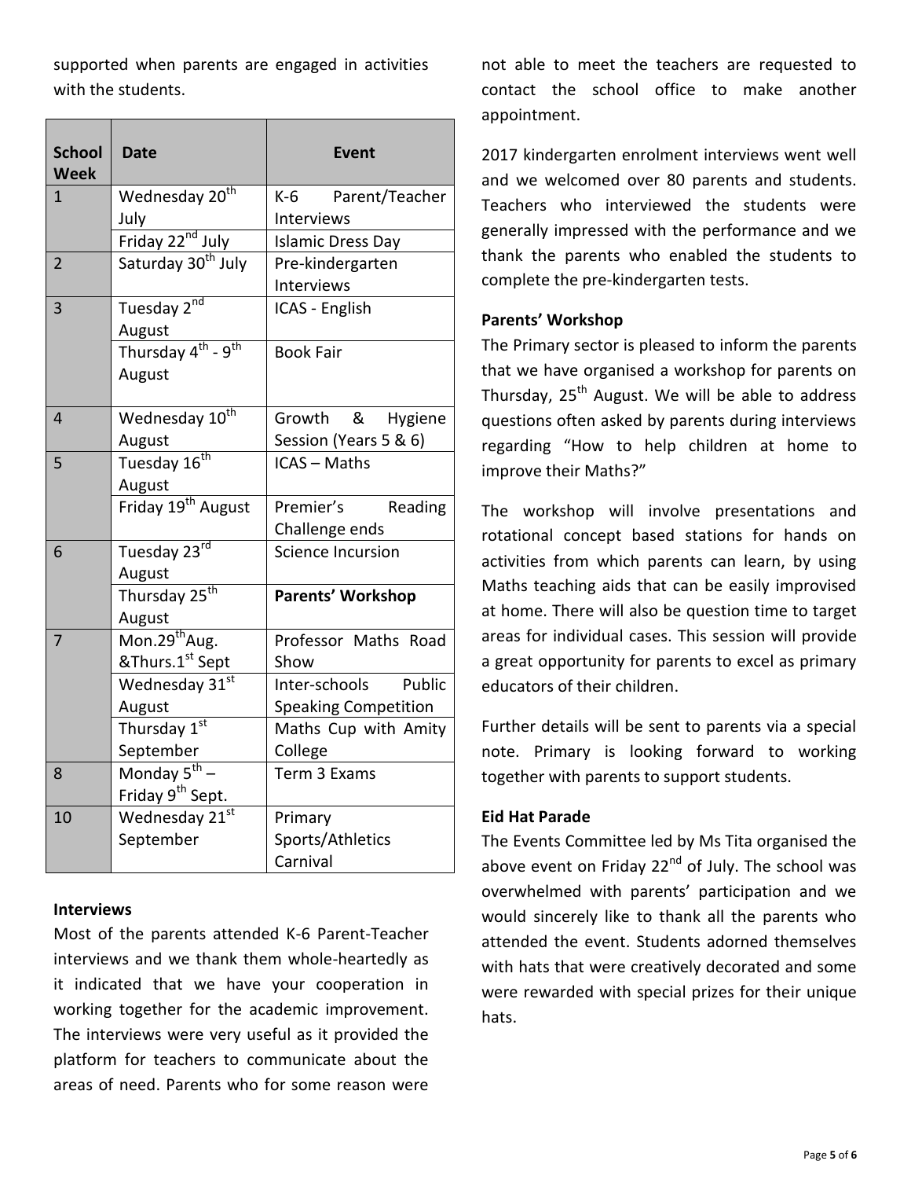supported when parents are engaged in activities with the students.

| School Week | Date | Event |
|---|---|---|
| 1 | Wednesday 20th July | K-6 Parent/Teacher Interviews |
| | Friday 22nd July | Islamic Dress Day |
| 2 | Saturday 30th July | Pre-kindergarten Interviews |
| 3 | Tuesday 2nd August | ICAS - English |
| | Thursday 4th - 9th August | Book Fair |
| 4 | Wednesday 10th August | Growth & Hygiene Session (Years 5 & 6) |
| 5 | Tuesday 16th August | ICAS – Maths |
| | Friday 19th August | Premier's Reading Challenge ends |
| 6 | Tuesday 23rd August | Science Incursion |
| | Thursday 25th August | **Parents' Workshop** |
| 7 | Mon.29th Aug. &Thurs.1st Sept | Professor Maths Road Show |
| | Wednesday 31st August | Inter-schools Public Speaking Competition |
| | Thursday 1st September | Maths Cup with Amity College |
| 8 | Monday 5th – Friday 9th Sept. | Term 3 Exams |
| 10 | Wednesday 21st September | Primary Sports/Athletics Carnival |

**Interviews**

Most of the parents attended K-6 Parent-Teacher interviews and we thank them whole-heartedly as it indicated that we have your cooperation in working together for the academic improvement. The interviews were very useful as it provided the platform for teachers to communicate about the areas of need. Parents who for some reason were not able to meet the teachers are requested to contact the school office to make another appointment.

2017 kindergarten enrolment interviews went well and we welcomed over 80 parents and students. Teachers who interviewed the students were generally impressed with the performance and we thank the parents who enabled the students to complete the pre-kindergarten tests.

**Parents' Workshop**

The Primary sector is pleased to inform the parents that we have organised a workshop for parents on Thursday, 25th August. We will be able to address questions often asked by parents during interviews regarding "How to help children at home to improve their Maths?"

The workshop will involve presentations and rotational concept based stations for hands on activities from which parents can learn, by using Maths teaching aids that can be easily improvised at home. There will also be question time to target areas for individual cases. This session will provide a great opportunity for parents to excel as primary educators of their children.

Further details will be sent to parents via a special note. Primary is looking forward to working together with parents to support students.

**Eid Hat Parade**

The Events Committee led by Ms Tita organised the above event on Friday 22nd of July. The school was overwhelmed with parents' participation and we would sincerely like to thank all the parents who attended the event. Students adorned themselves with hats that were creatively decorated and some were rewarded with special prizes for their unique hats.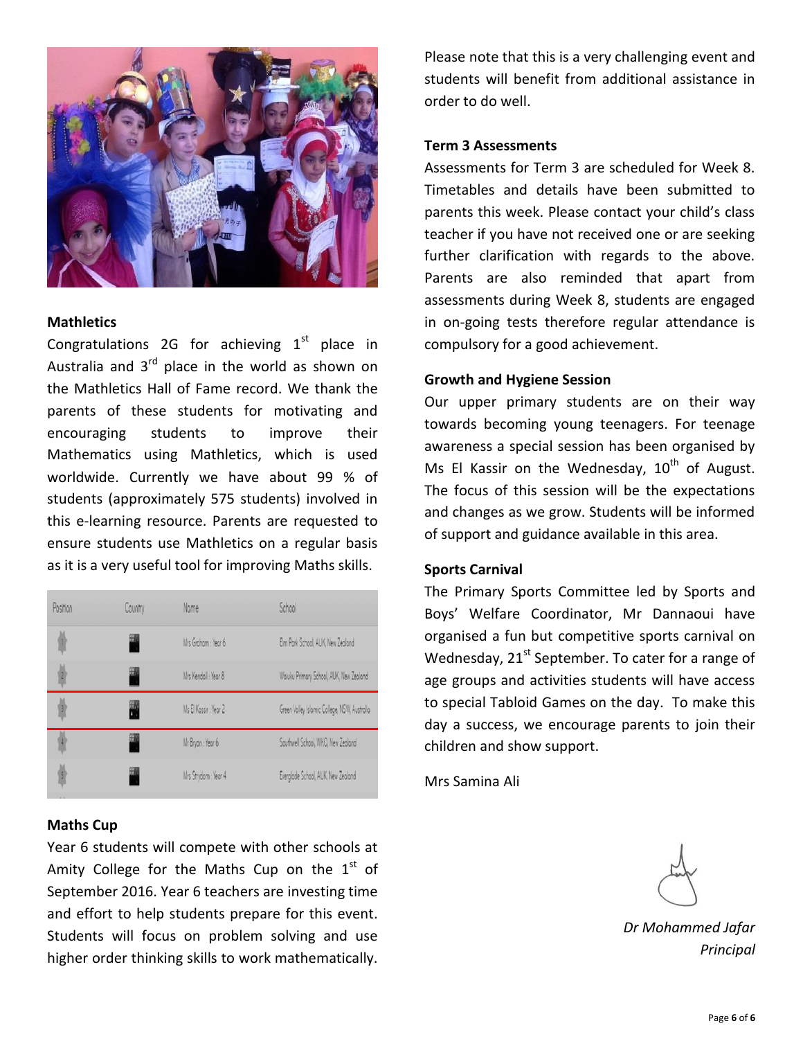### Mathletics

Congratulations 2G for achieving 1st place in Australia and 3rd place in the world as shown on the Mathletics Hall of Fame record. We thank the parents of these students for motivating and encouraging students to improve their Mathematics using Mathletics, which is used worldwide. Currently we have about 99 % of students (approximately 575 students) involved in this e-learning resource. Parents are requested to ensure students use Mathletics on a regular basis as it is a very useful tool for improving Maths skills.

| Position | Country | Name | School |
|---|---|---|---|
| 1 | | Mrs Graham : Year 6 | Elm Park School, AUK, New Zealand |
| 2 | | Mrs Kendall : Year 8 | Waiuku Primary School, AUK, New Zealand |
| 3 | | Ms El Kassir : Year 2 | Green Valley Islamic College, NSW, Australia |
| 4 | | Mr Bryan : Year 6 | Southwell School, WKO, New Zealand |
| 5 | | Mrs Strydom : Year 4 | Everglade School, AUK, New Zealand |

### Maths Cup

Year 6 students will compete with other schools at Amity College for the Maths Cup on the 1st of September 2016. Year 6 teachers are investing time and effort to help students prepare for this event. Students will focus on problem solving and use higher order thinking skills to work mathematically. Please note that this is a very challenging event and students will benefit from additional assistance in order to do well.

### Term 3 Assessments

Assessments for Term 3 are scheduled for Week 8. Timetables and details have been submitted to parents this week. Please contact your child's class teacher if you have not received one or are seeking further clarification with regards to the above. Parents are also reminded that apart from assessments during Week 8, students are engaged in on-going tests therefore regular attendance is compulsory for a good achievement.

### Growth and Hygiene Session

Our upper primary students are on their way towards becoming young teenagers. For teenage awareness a special session has been organised by Ms El Kassir on the Wednesday, 10th of August. The focus of this session will be the expectations and changes as we grow. Students will be informed of support and guidance available in this area.

### Sports Carnival

The Primary Sports Committee led by Sports and Boys' Welfare Coordinator, Mr Dannaoui have organised a fun but competitive sports carnival on Wednesday, 21st September. To cater for a range of age groups and activities students will have access to special Tabloid Games on the day. To make this day a success, we encourage parents to join their children and show support.

Mrs Samina Ali

*Dr Mohammed Jafar*
*Principal*